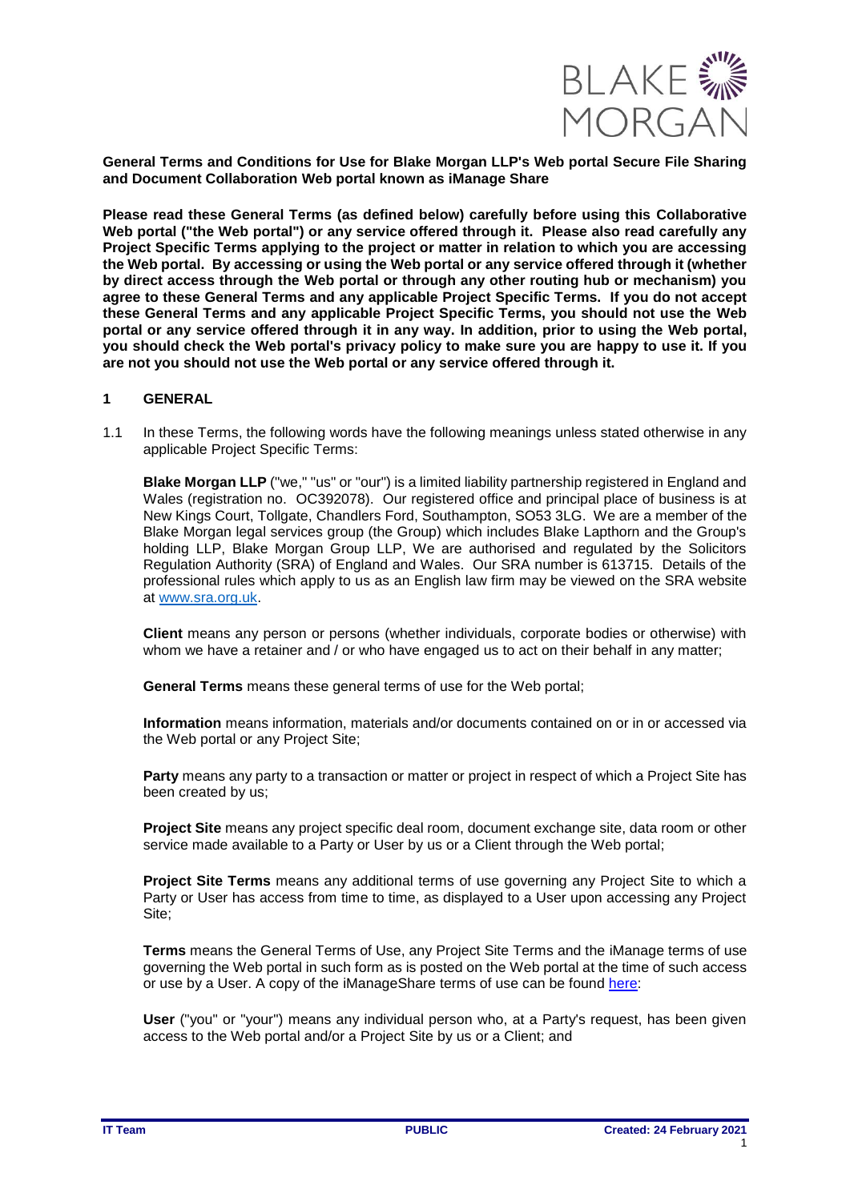**General Terms and Conditions for Use for Blake Morgan LLP's Web portal Secure File Sharing and Document Collaboration Web portal known as iManage Share**

**Please read these General Terms (as defined below) carefully before using this Collaborative Web portal ("the Web portal") or any service offered through it. Please also read carefully any Project Specific Terms applying to the project or matter in relation to which you are accessing the Web portal. By accessing or using the Web portal or any service offered through it (whether by direct access through the Web portal or through any other routing hub or mechanism) you agree to these General Terms and any applicable Project Specific Terms. If you do not accept these General Terms and any applicable Project Specific Terms, you should not use the Web portal or any service offered through it in any way. In addition, prior to using the Web portal, you should check the Web portal's privacy policy to make sure you are happy to use it. If you are not you should not use the Web portal or any service offered through it.**

## 1 GENERAL

1.1 In these Terms, the following words have the following meanings unless stated otherwise in any applicable Project Specific Terms:

**Blake Morgan LLP** ("we," "us" or "our") is a limited liability partnership registered in England and Wales (registration no. OC392078). Our registered office and principal place of business is at New Kings Court, Tollgate, Chandlers Ford, Southampton, SO53 3LG. We are a member of the Blake Morgan legal services group (the Group) which includes Blake Lapthorn and the Group's holding LLP, Blake Morgan Group LLP, We are authorised and regulated by the Solicitors Regulation Authority (SRA) of England and Wales. Our SRA number is 613715. Details of the professional rules which apply to us as an English law firm may be viewed on the SRA website at www.sra.org.uk.

**Client** means any person or persons (whether individuals, corporate bodies or otherwise) with whom we have a retainer and / or who have engaged us to act on their behalf in any matter;

**General Terms** means these general terms of use for the Web portal;

**Information** means information, materials and/or documents contained on or in or accessed via the Web portal or any Project Site;

**Party** means any party to a transaction or matter or project in respect of which a Project Site has been created by us;

**Project Site** means any project specific deal room, document exchange site, data room or other service made available to a Party or User by us or a Client through the Web portal;

**Project Site Terms** means any additional terms of use governing any Project Site to which a Party or User has access from time to time, as displayed to a User upon accessing any Project Site;

**Terms** means the General Terms of Use, any Project Site Terms and the iManage terms of use governing the Web portal in such form as is posted on the Web portal at the time of such access or use by a User. A copy of the iManageShare terms of use can be found here:

**User** ("you" or "your") means any individual person who, at a Party's request, has been given access to the Web portal and/or a Project Site by us or a Client; and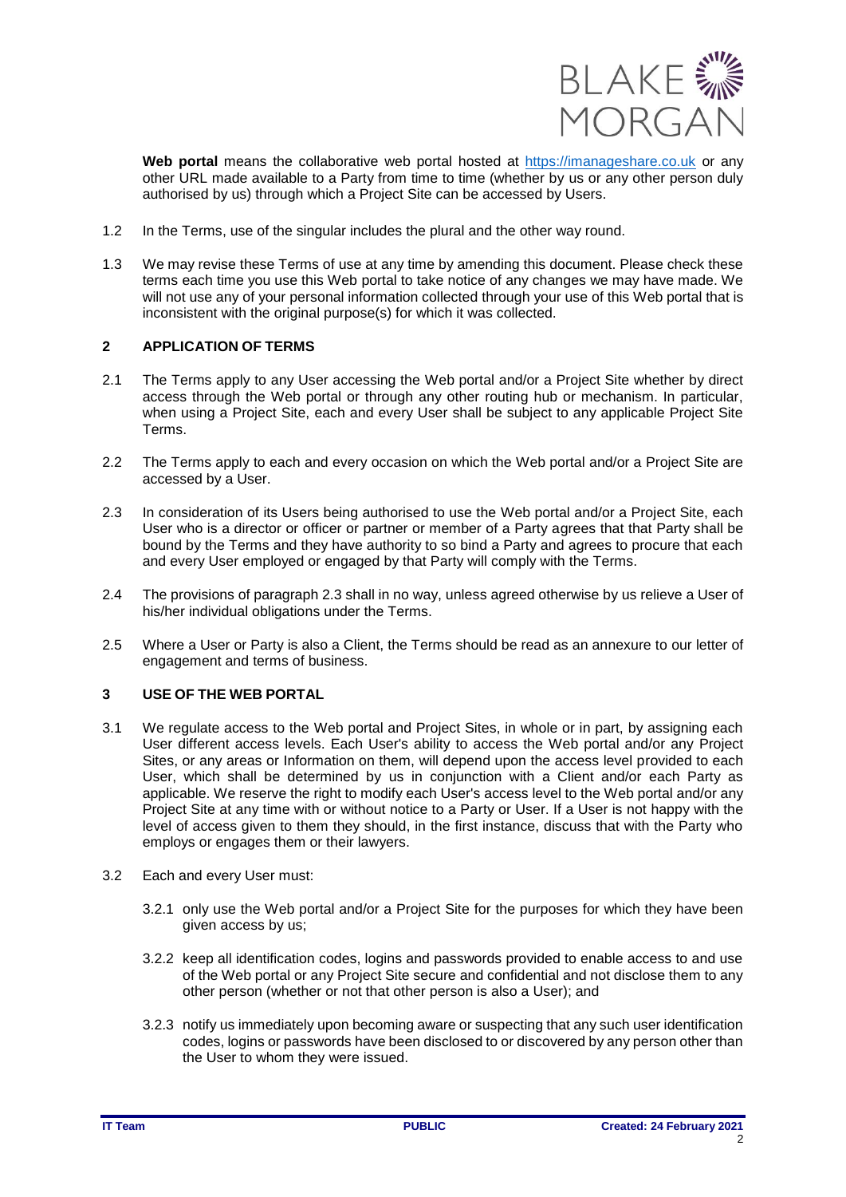**Web portal** means the collaborative web portal hosted at [https://imanageshare.co.uk](https://imanageshare.co.uk) or any other URL made available to a Party from time to time (whether by us or any other person duly authorised by us) through which a Project Site can be accessed by Users.

1.2 In the Terms, use of the singular includes the plural and the other way round.

1.3 We may revise these Terms of use at any time by amending this document. Please check these terms each time you use this Web portal to take notice of any changes we may have made. We will not use any of your personal information collected through your use of this Web portal that is inconsistent with the original purpose(s) for which it was collected.

## 2 APPLICATION OF TERMS

2.1 The Terms apply to any User accessing the Web portal and/or a Project Site whether by direct access through the Web portal or through any other routing hub or mechanism. In particular, when using a Project Site, each and every User shall be subject to any applicable Project Site Terms.

2.2 The Terms apply to each and every occasion on which the Web portal and/or a Project Site are accessed by a User.

2.3 In consideration of its Users being authorised to use the Web portal and/or a Project Site, each User who is a director or officer or partner or member of a Party agrees that that Party shall be bound by the Terms and they have authority to so bind a Party and agrees to procure that each and every User employed or engaged by that Party will comply with the Terms.

2.4 The provisions of paragraph 2.3 shall in no way, unless agreed otherwise by us relieve a User of his/her individual obligations under the Terms.

2.5 Where a User or Party is also a Client, the Terms should be read as an annexure to our letter of engagement and terms of business.

## 3 USE OF THE WEB PORTAL

3.1 We regulate access to the Web portal and Project Sites, in whole or in part, by assigning each User different access levels. Each User's ability to access the Web portal and/or any Project Sites, or any areas or Information on them, will depend upon the access level provided to each User, which shall be determined by us in conjunction with a Client and/or each Party as applicable. We reserve the right to modify each User's access level to the Web portal and/or any Project Site at any time with or without notice to a Party or User. If a User is not happy with the level of access given to them they should, in the first instance, discuss that with the Party who employs or engages them or their lawyers.

3.2 Each and every User must:

3.2.1 only use the Web portal and/or a Project Site for the purposes for which they have been given access by us;

3.2.2 keep all identification codes, logins and passwords provided to enable access to and use of the Web portal or any Project Site secure and confidential and not disclose them to any other person (whether or not that other person is also a User); and

3.2.3 notify us immediately upon becoming aware or suspecting that any such user identification codes, logins or passwords have been disclosed to or discovered by any person other than the User to whom they were issued.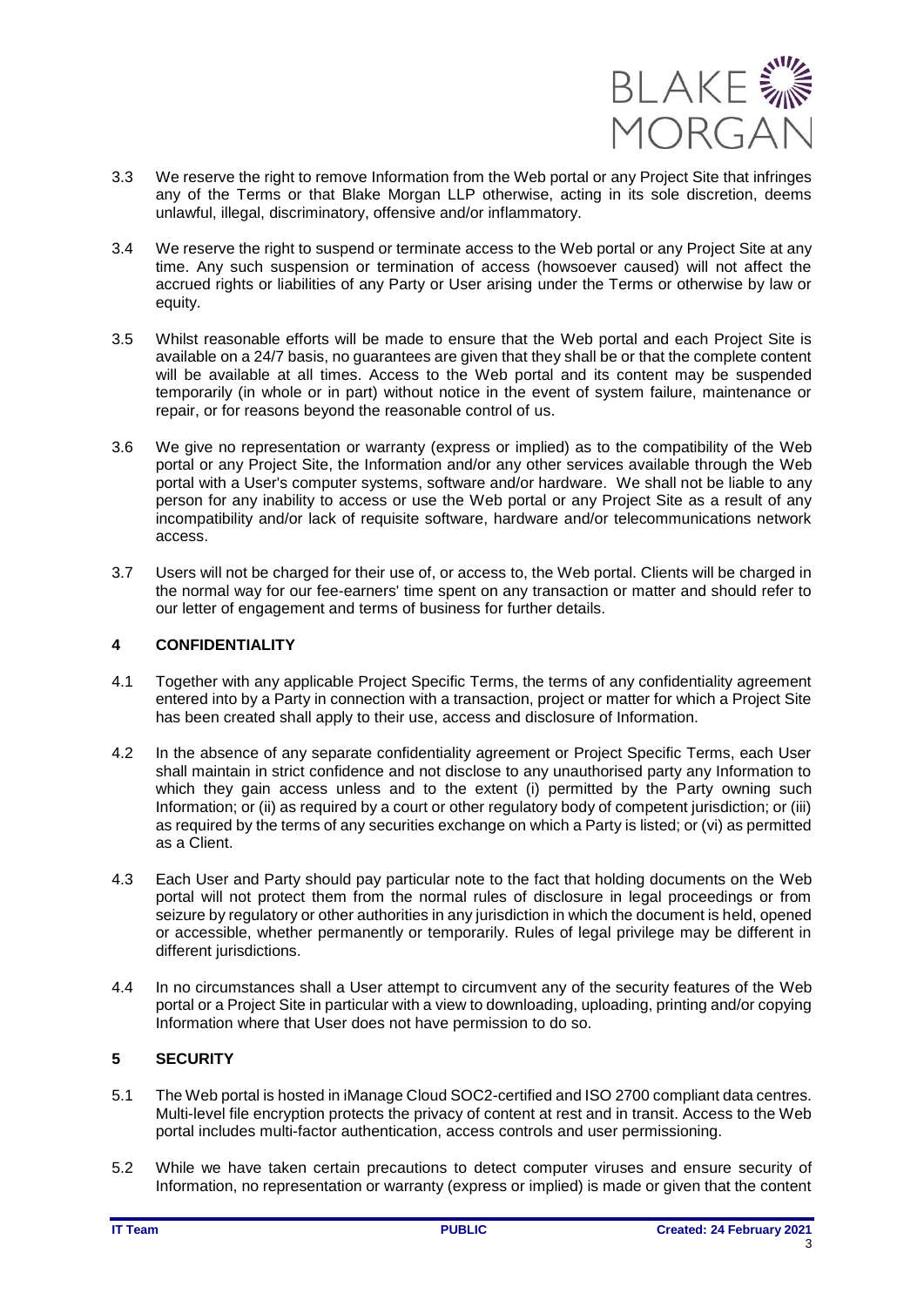3.3 We reserve the right to remove Information from the Web portal or any Project Site that infringes any of the Terms or that Blake Morgan LLP otherwise, acting in its sole discretion, deems unlawful, illegal, discriminatory, offensive and/or inflammatory.

3.4 We reserve the right to suspend or terminate access to the Web portal or any Project Site at any time. Any such suspension or termination of access (howsoever caused) will not affect the accrued rights or liabilities of any Party or User arising under the Terms or otherwise by law or equity.

3.5 Whilst reasonable efforts will be made to ensure that the Web portal and each Project Site is available on a 24/7 basis, no guarantees are given that they shall be or that the complete content will be available at all times. Access to the Web portal and its content may be suspended temporarily (in whole or in part) without notice in the event of system failure, maintenance or repair, or for reasons beyond the reasonable control of us.

3.6 We give no representation or warranty (express or implied) as to the compatibility of the Web portal or any Project Site, the Information and/or any other services available through the Web portal with a User's computer systems, software and/or hardware. We shall not be liable to any person for any inability to access or use the Web portal or any Project Site as a result of any incompatibility and/or lack of requisite software, hardware and/or telecommunications network access.

3.7 Users will not be charged for their use of, or access to, the Web portal. Clients will be charged in the normal way for our fee-earners' time spent on any transaction or matter and should refer to our letter of engagement and terms of business for further details.

## 4 CONFIDENTIALITY

4.1 Together with any applicable Project Specific Terms, the terms of any confidentiality agreement entered into by a Party in connection with a transaction, project or matter for which a Project Site has been created shall apply to their use, access and disclosure of Information.

4.2 In the absence of any separate confidentiality agreement or Project Specific Terms, each User shall maintain in strict confidence and not disclose to any unauthorised party any Information to which they gain access unless and to the extent (i) permitted by the Party owning such Information; or (ii) as required by a court or other regulatory body of competent jurisdiction; or (iii) as required by the terms of any securities exchange on which a Party is listed; or (vi) as permitted as a Client.

4.3 Each User and Party should pay particular note to the fact that holding documents on the Web portal will not protect them from the normal rules of disclosure in legal proceedings or from seizure by regulatory or other authorities in any jurisdiction in which the document is held, opened or accessible, whether permanently or temporarily. Rules of legal privilege may be different in different jurisdictions.

4.4 In no circumstances shall a User attempt to circumvent any of the security features of the Web portal or a Project Site in particular with a view to downloading, uploading, printing and/or copying Information where that User does not have permission to do so.

## 5 SECURITY

5.1 The Web portal is hosted in iManage Cloud SOC2-certified and ISO 2700 compliant data centres. Multi-level file encryption protects the privacy of content at rest and in transit. Access to the Web portal includes multi-factor authentication, access controls and user permissioning.

5.2 While we have taken certain precautions to detect computer viruses and ensure security of Information, no representation or warranty (express or implied) is made or given that the content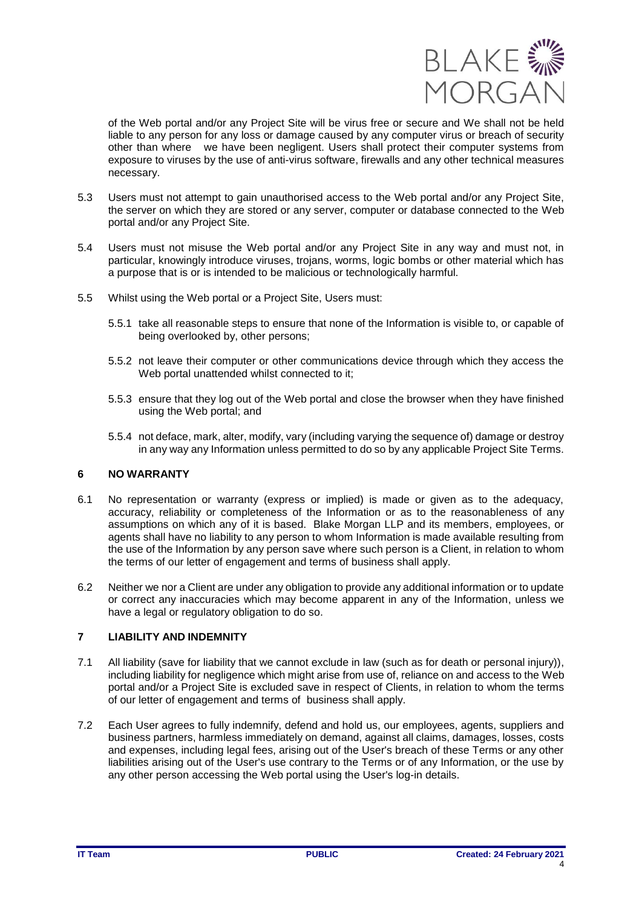of the Web portal and/or any Project Site will be virus free or secure and We shall not be held liable to any person for any loss or damage caused by any computer virus or breach of security other than where we have been negligent. Users shall protect their computer systems from exposure to viruses by the use of anti-virus software, firewalls and any other technical measures necessary.

5.3 Users must not attempt to gain unauthorised access to the Web portal and/or any Project Site, the server on which they are stored or any server, computer or database connected to the Web portal and/or any Project Site.

5.4 Users must not misuse the Web portal and/or any Project Site in any way and must not, in particular, knowingly introduce viruses, trojans, worms, logic bombs or other material which has a purpose that is or is intended to be malicious or technologically harmful.

5.5 Whilst using the Web portal or a Project Site, Users must:

5.5.1 take all reasonable steps to ensure that none of the Information is visible to, or capable of being overlooked by, other persons;

5.5.2 not leave their computer or other communications device through which they access the Web portal unattended whilst connected to it;

5.5.3 ensure that they log out of the Web portal and close the browser when they have finished using the Web portal; and

5.5.4 not deface, mark, alter, modify, vary (including varying the sequence of) damage or destroy in any way any Information unless permitted to do so by any applicable Project Site Terms.

## 6 NO WARRANTY

6.1 No representation or warranty (express or implied) is made or given as to the adequacy, accuracy, reliability or completeness of the Information or as to the reasonableness of any assumptions on which any of it is based. Blake Morgan LLP and its members, employees, or agents shall have no liability to any person to whom Information is made available resulting from the use of the Information by any person save where such person is a Client, in relation to whom the terms of our letter of engagement and terms of business shall apply.

6.2 Neither we nor a Client are under any obligation to provide any additional information or to update or correct any inaccuracies which may become apparent in any of the Information, unless we have a legal or regulatory obligation to do so.

## 7 LIABILITY AND INDEMNITY

7.1 All liability (save for liability that we cannot exclude in law (such as for death or personal injury)), including liability for negligence which might arise from use of, reliance on and access to the Web portal and/or a Project Site is excluded save in respect of Clients, in relation to whom the terms of our letter of engagement and terms of business shall apply.

7.2 Each User agrees to fully indemnify, defend and hold us, our employees, agents, suppliers and business partners, harmless immediately on demand, against all claims, damages, losses, costs and expenses, including legal fees, arising out of the User's breach of these Terms or any other liabilities arising out of the User's use contrary to the Terms or of any Information, or the use by any other person accessing the Web portal using the User's log-in details.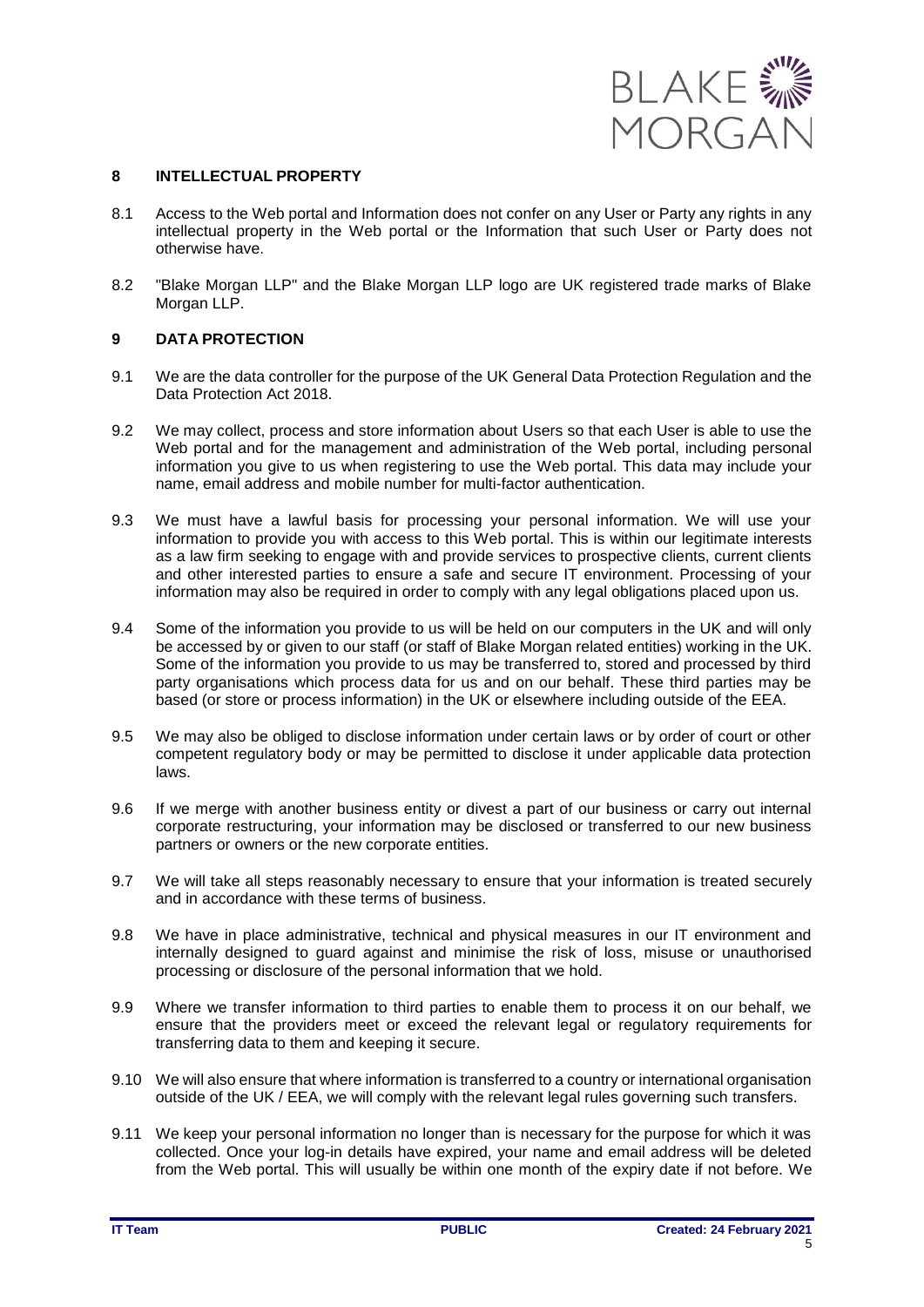## 8 INTELLECTUAL PROPERTY

8.1 Access to the Web portal and Information does not confer on any User or Party any rights in any intellectual property in the Web portal or the Information that such User or Party does not otherwise have.

8.2 "Blake Morgan LLP" and the Blake Morgan LLP logo are UK registered trade marks of Blake Morgan LLP.

## 9 DATA PROTECTION

9.1 We are the data controller for the purpose of the UK General Data Protection Regulation and the Data Protection Act 2018.

9.2 We may collect, process and store information about Users so that each User is able to use the Web portal and for the management and administration of the Web portal, including personal information you give to us when registering to use the Web portal. This data may include your name, email address and mobile number for multi-factor authentication.

9.3 We must have a lawful basis for processing your personal information. We will use your information to provide you with access to this Web portal. This is within our legitimate interests as a law firm seeking to engage with and provide services to prospective clients, current clients and other interested parties to ensure a safe and secure IT environment. Processing of your information may also be required in order to comply with any legal obligations placed upon us.

9.4 Some of the information you provide to us will be held on our computers in the UK and will only be accessed by or given to our staff (or staff of Blake Morgan related entities) working in the UK. Some of the information you provide to us may be transferred to, stored and processed by third party organisations which process data for us and on our behalf. These third parties may be based (or store or process information) in the UK or elsewhere including outside of the EEA.

9.5 We may also be obliged to disclose information under certain laws or by order of court or other competent regulatory body or may be permitted to disclose it under applicable data protection laws.

9.6 If we merge with another business entity or divest a part of our business or carry out internal corporate restructuring, your information may be disclosed or transferred to our new business partners or owners or the new corporate entities.

9.7 We will take all steps reasonably necessary to ensure that your information is treated securely and in accordance with these terms of business.

9.8 We have in place administrative, technical and physical measures in our IT environment and internally designed to guard against and minimise the risk of loss, misuse or unauthorised processing or disclosure of the personal information that we hold.

9.9 Where we transfer information to third parties to enable them to process it on our behalf, we ensure that the providers meet or exceed the relevant legal or regulatory requirements for transferring data to them and keeping it secure.

9.10 We will also ensure that where information is transferred to a country or international organisation outside of the UK / EEA, we will comply with the relevant legal rules governing such transfers.

9.11 We keep your personal information no longer than is necessary for the purpose for which it was collected. Once your log-in details have expired, your name and email address will be deleted from the Web portal. This will usually be within one month of the expiry date if not before. We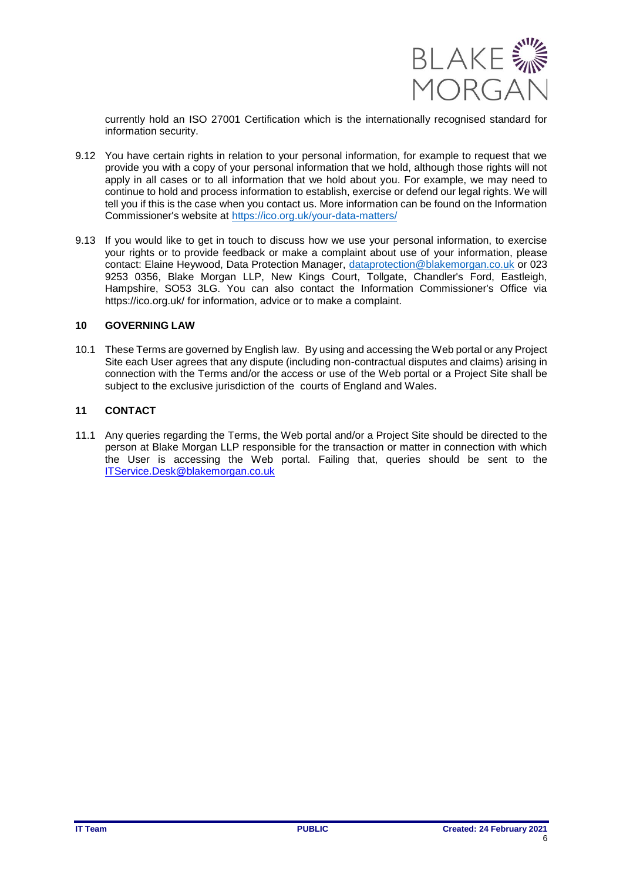currently hold an ISO 27001 Certification which is the internationally recognised standard for information security.

9.12 You have certain rights in relation to your personal information, for example to request that we provide you with a copy of your personal information that we hold, although those rights will not apply in all cases or to all information that we hold about you. For example, we may need to continue to hold and process information to establish, exercise or defend our legal rights. We will tell you if this is the case when you contact us. More information can be found on the Information Commissioner's website at https://ico.org.uk/your-data-matters/

9.13 If you would like to get in touch to discuss how we use your personal information, to exercise your rights or to provide feedback or make a complaint about use of your information, please contact: Elaine Heywood, Data Protection Manager, dataprotection@blakemorgan.co.uk or 023 9253 0356, Blake Morgan LLP, New Kings Court, Tollgate, Chandler's Ford, Eastleigh, Hampshire, SO53 3LG. You can also contact the Information Commissioner's Office via https://ico.org.uk/ for information, advice or to make a complaint.

## 10 GOVERNING LAW

10.1 These Terms are governed by English law. By using and accessing the Web portal or any Project Site each User agrees that any dispute (including non-contractual disputes and claims) arising in connection with the Terms and/or the access or use of the Web portal or a Project Site shall be subject to the exclusive jurisdiction of the courts of England and Wales.

## 11 CONTACT

11.1 Any queries regarding the Terms, the Web portal and/or a Project Site should be directed to the person at Blake Morgan LLP responsible for the transaction or matter in connection with which the User is accessing the Web portal. Failing that, queries should be sent to the ITService.Desk@blakemorgan.co.uk